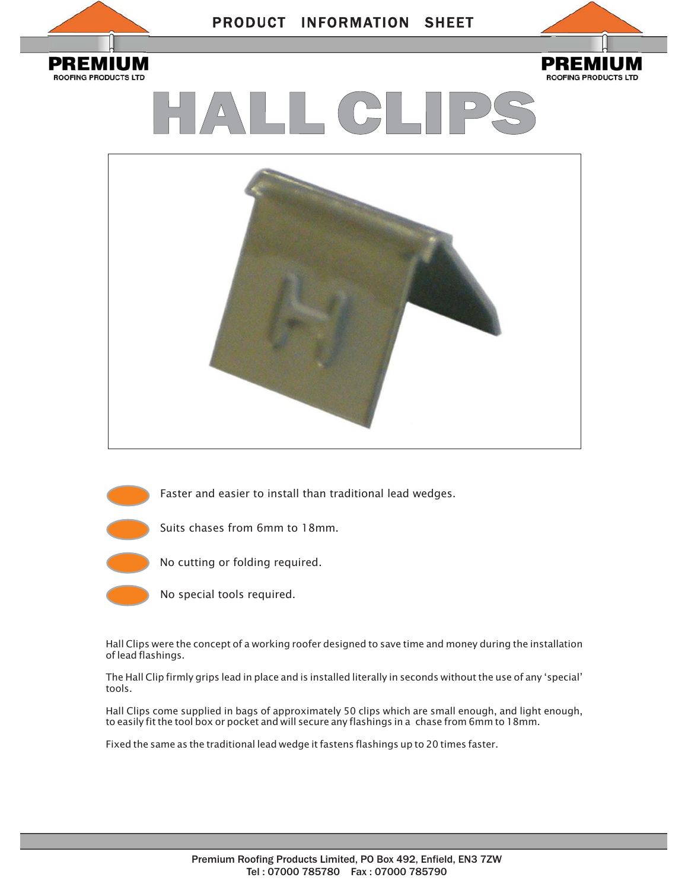PRODUCT INFORMATION SHEET

**PREMIUM**
ROOFING PRODUCTS LTD

# HALL CLIPS

- Faster and easier to install than traditional lead wedges.
- Suits chases from 6mm to 18mm.
- No cutting or folding required.
- No special tools required.

Hall Clips were the concept of a working roofer designed to save time and money during the installation of lead flashings.

The Hall Clip firmly grips lead in place and is installed literally in seconds without the use of any ‘special’ tools.

Hall Clips come supplied in bags of approximately 50 clips which are small enough, and light enough, to easily fit the tool box or pocket and will secure any flashings in a chase from 6mm to 18mm.

Fixed the same as the traditional lead wedge it fastens flashings up to 20 times faster.

Premium Roofing Products Limited, PO Box 492, Enfield, EN3 7ZW
Tel : 07000 785780 Fax : 07000 785790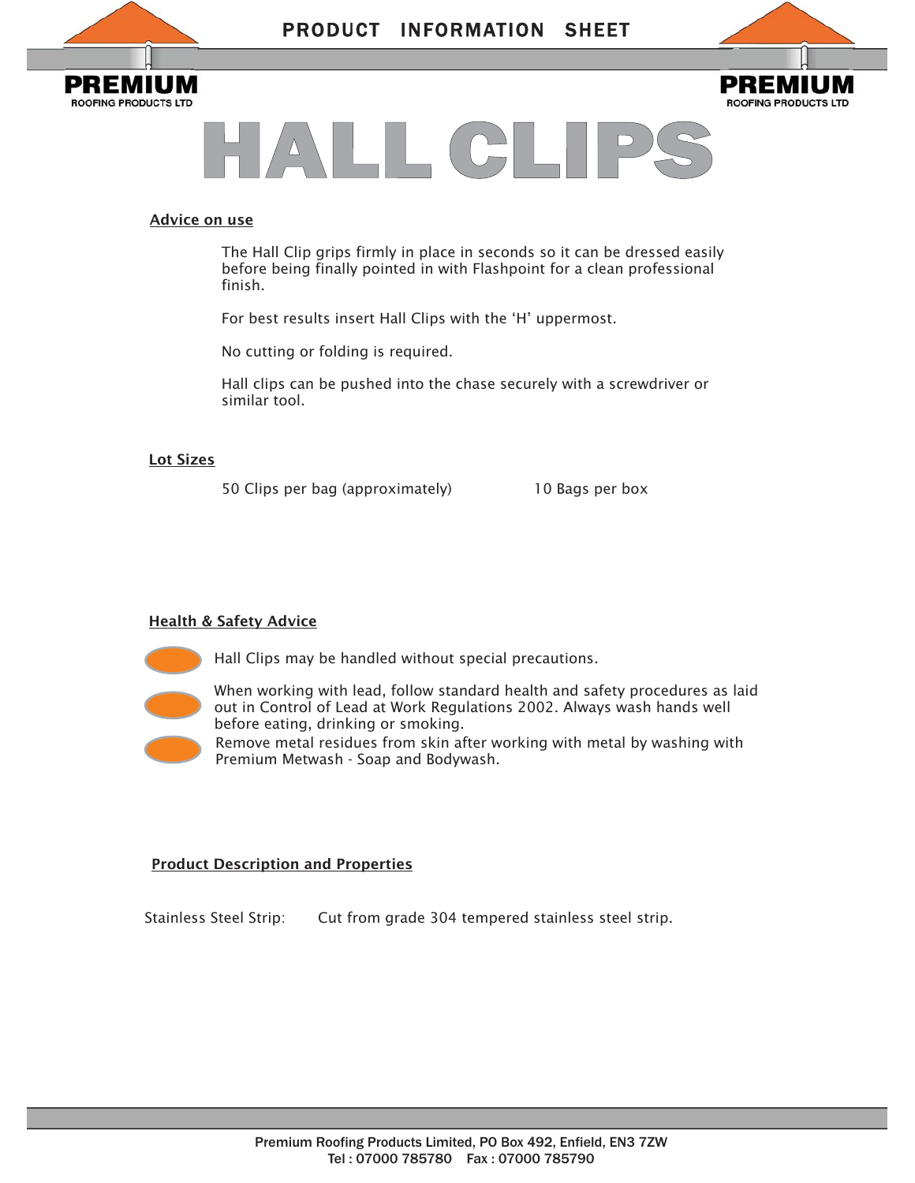PRODUCT INFORMATION SHEET

PREMIUM
ROOFING PRODUCTS LTD

# HALL CLIPS

## Advice on use

The Hall Clip grips firmly in place in seconds so it can be dressed easily before being finally pointed in with Flashpoint for a clean professional finish.

For best results insert Hall Clips with the 'H' uppermost.

No cutting or folding is required.

Hall clips can be pushed into the chase securely with a screwdriver or similar tool.

## Lot Sizes

50 Clips per bag (approximately)    10 Bags per box

## Health & Safety Advice

- Hall Clips may be handled without special precautions.
- When working with lead, follow standard health and safety procedures as laid out in Control of Lead at Work Regulations 2002. Always wash hands well before eating, drinking or smoking.
- Remove metal residues from skin after working with metal by washing with Premium Metwash - Soap and Bodywash.

## Product Description and Properties

Stainless Steel Strip: Cut from grade 304 tempered stainless steel strip.

Premium Roofing Products Limited, PO Box 492, Enfield, EN3 7ZW
Tel : 07000 785780 Fax : 07000 785790